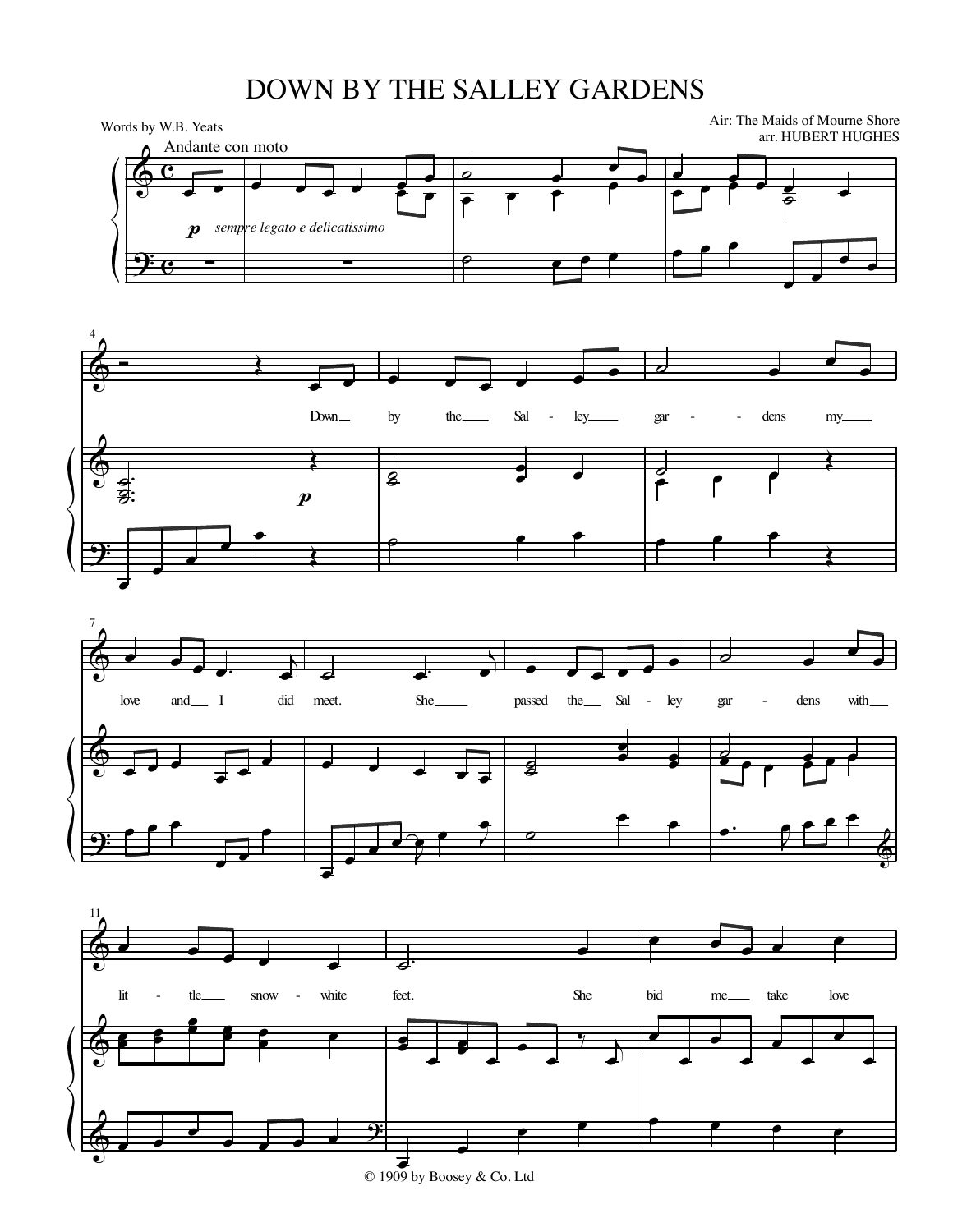# DOWN BY THE SALLEY GARDENS

Words by W.B. Yeats

Air: The Maids of Mourne Shore
arr. HUBERT HUGHES

Andante con moto

*p* *sempre legato e delicatissimo*

Down by the Salley gardens my love and I did meet. She passed the Salley gardens with little snow-white feet. She bid me take love

© 1909 by Boosey & Co. Ltd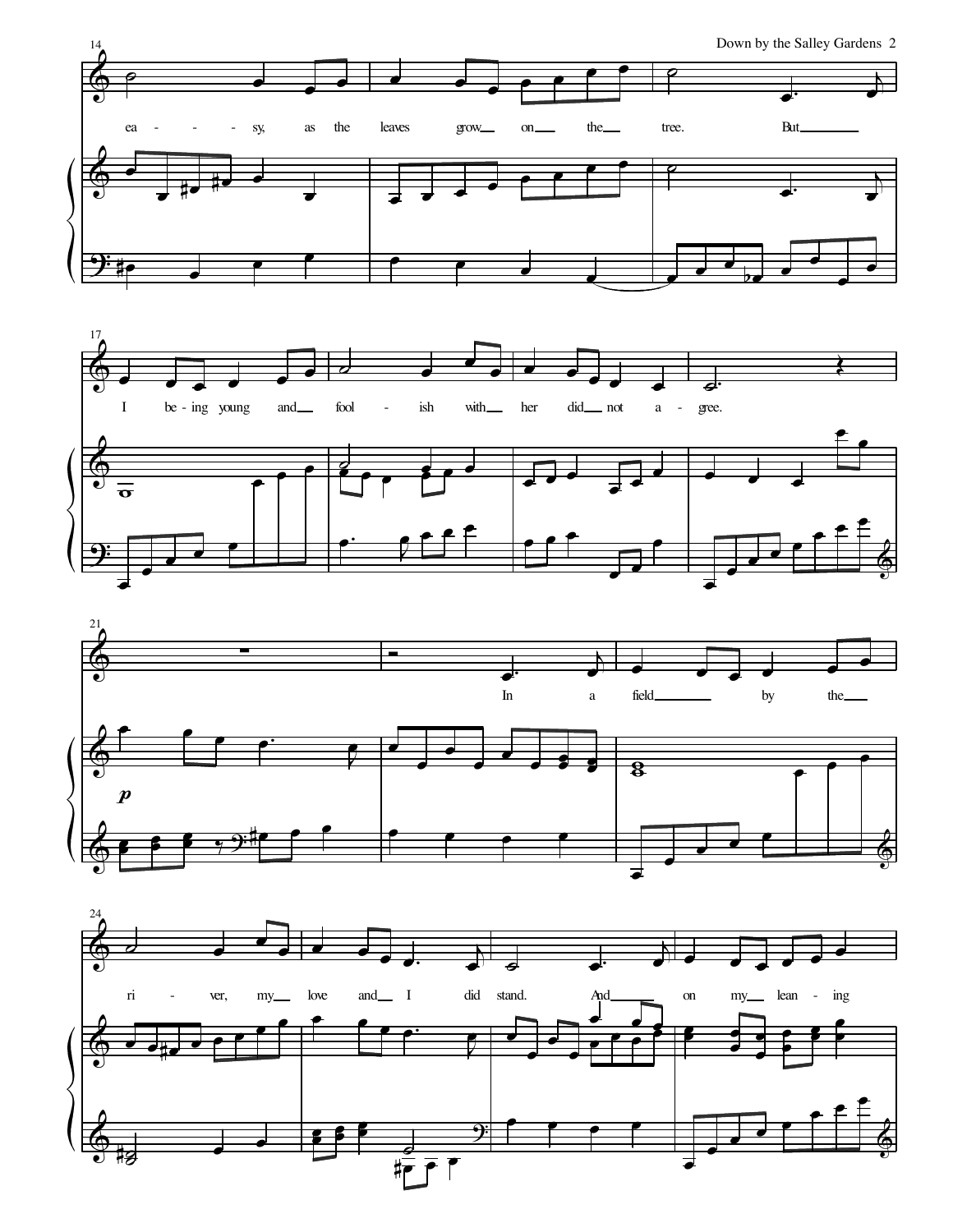ea - - - sy, as the leaves grow on the tree. But I be - ing young and fool - ish with her did not a - gree.

In a field by the ri - ver, my love and I did stand. And on my lean - ing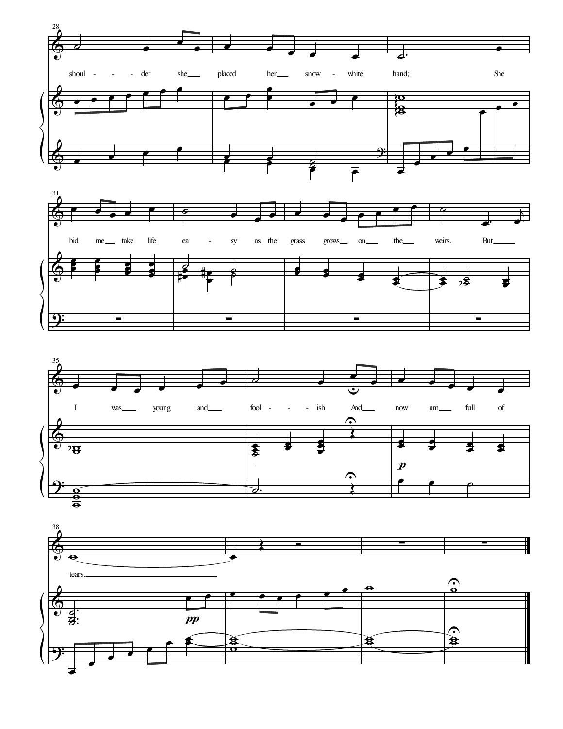28

shoul - - - der she placed her snow - white hand; She

31

bid me take life ea - sy as the grass grows on the weirs. But

35

I was young and fool - - - ish And now am full of

*p*

38

tears.

*pp*